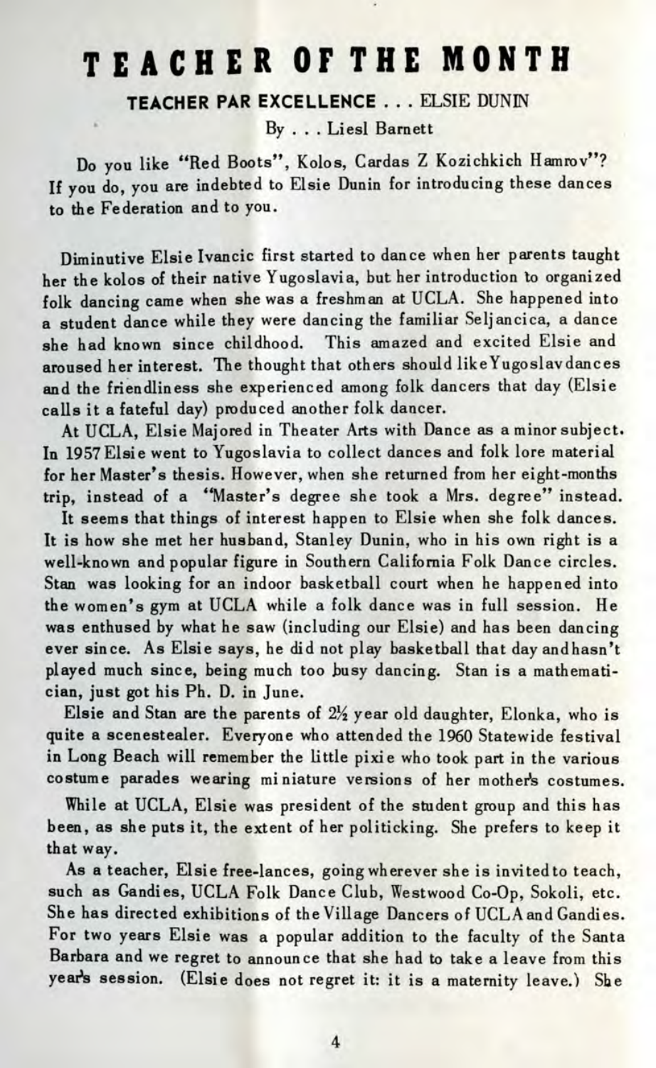# TEACHER OF THE MONTH

### TEACHER PAR EXCELLENCE . . . ELSIE DUNIN

By . . . Liesl Barnett

Do you like "Red Boots", Kolos, Cardas Z Kozichkich Hamrov"? If you do, you are indebted to Elsie Dunin for introducing these dances to the Federation and to you.

Diminutive Elsie Ivancic first started to dance when her parents taught her the kolos of their native Yugoslavia, but her introduction to organized folk dancing came when she was a freshman at UCLA. She happened into a student dance while they were dancing the familiar Seljancica, a dance she had known since childhood. This amazed and excited Elsie and aroused her interest. The thought that others should like Yugoslav dances and the friendliness she experienced among folk dancers that day (Elsie calls it a fateful day) produced another folk dancer.

At UCLA, Elsie Majored in Theater Arts with Dance as a minor subject. In 1957 Elsie went to Yugoslavia to collect dances and folk lore material for her Master's thesis. However, when she returned from her eight-months trip, instead of a "Master's degree she took a Mrs. degree" instead.

It seems that things of interest happen to Elsie when she folk dances. It is how she met her husband, Stanley Dunin, who in his own right is a well-known and popular figure in Southern California Folk Dance circles. Stan was looking for an indoor basketball court when he happened into the women's gym at UCLA while a folk dance was in full session. He was enthused by what he saw (including our Elsie) and has been dancing ever since. As Elsie says, he did not play basketball that day and hasn't played much since, being much too busy dancing. Stan is a mathematician, just got his Ph. D. in June.

Elsie and Stan are the parents of 2½ year old daughter, Elonka, who is quite a scenestealer. Everyone who attended the 1960 Statewide festival in Long Beach will remember the little pixie who took part in the various costume parades wearing miniature versions of her mother's costumes.

While at UCLA, Elsie was president of the student group and this has been, as she puts it, the extent of her politicking. She prefers to keep it that way.

As a teacher, Elsie free-lances, going wherever she is invited to teach, such as Gandies, UCLA Folk Dance Club, Westwood Co-Op, Sokoli, etc. She has directed exhibitions of the Village Dancers of UCLA and Gandies. For two years Elsie was a popular addition to the faculty of the Santa Barbara and we regret to announce that she had to take a leave from this year's session. (Elsie does not regret it: it is a maternity leave.) She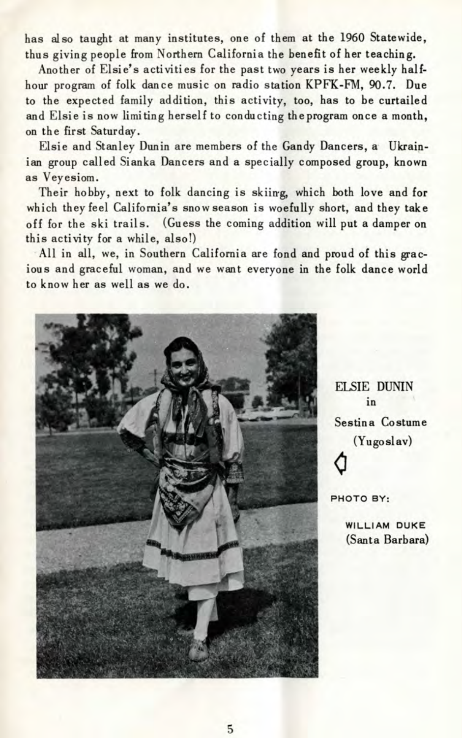has also taught at many institutes, one of them at the 1960 Statewide, thus giving people from Northern California the benefit of her teaching.

Another of Elsie's activities for the past two years is her weekly half-hour program of folk dance music on radio station KPFK-FM, 90.7. Due to the expected family addition, this activity, too, has to be curtailed and Elsie is now limiting herself to conducting the program once a month, on the first Saturday.

Elsie and Stanley Dunin are members of the Gandy Dancers, a Ukrainian group called Sianka Dancers and a specially composed group, known as Veyesiom.

Their hobby, next to folk dancing is skiing, which both love and for which they feel California's snow season is woefully short, and they take off for the ski trails. (Guess the coming addition will put a damper on this activity for a while, also!)

All in all, we, in Southern California are fond and proud of this gracious and graceful woman, and we want everyone in the folk dance world to know her as well as we do.

ELSIE DUNIN
in
Sestina Costume
(Yugoslav)

PHOTO BY:

WILLIAM DUKE
(Santa Barbara)